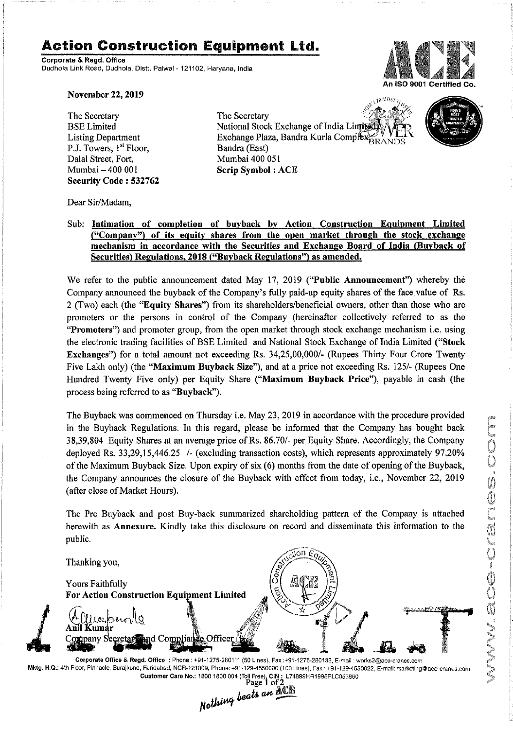# Action Construction Equipment Ltd.

**Corporate & Regd. Office**
Dudhola Link Road, Dudhola, Distt. Palwal - 121102, Haryana, India

An ISO 9001 Certified Co.

**November 22, 2019**

The Secretary
BSE Limited
Listing Department
P.J. Towers, 1st Floor,
Dalal Street, Fort,
Mumbai – 400 001
**Security Code : 532762**

The Secretary
National Stock Exchange of India Limited
Exchange Plaza, Bandra Kurla Complex
Bandra (East)
Mumbai 400 051
**Scrip Symbol : ACE**

Dear Sir/Madam,

Sub: **Intimation of completion of buyback by Action Construction Equipment Limited ("Company") of its equity shares from the open market through the stock exchange mechanism in accordance with the Securities and Exchange Board of India (Buyback of Securities) Regulations, 2018 ("Buyback Regulations") as amended.**

We refer to the public announcement dated May 17, 2019 ("**Public Announcement**") whereby the Company announced the buyback of the Company's fully paid-up equity shares of the face value of Rs. 2 (Two) each (the "**Equity Shares**") from its shareholders/beneficial owners, other than those who are promoters or the persons in control of the Company (hereinafter collectively referred to as the "**Promoters**") and promoter group, from the open market through stock exchange mechanism i.e. using the electronic trading facilities of BSE Limited and National Stock Exchange of India Limited ("**Stock Exchanges**") for a total amount not exceeding Rs. 34,25,00,000/- (Rupees Thirty Four Crore Twenty Five Lakh only) (the "**Maximum Buyback Size**"), and at a price not exceeding Rs. 125/- (Rupees One Hundred Twenty Five only) per Equity Share ("**Maximum Buyback Price**"), payable in cash (the process being referred to as "**Buyback**").

The Buyback was commenced on Thursday i.e. May 23, 2019 in accordance with the procedure provided in the Buyback Regulations. In this regard, please be informed that the Company has bought back 38,39,804 Equity Shares at an average price of Rs. 86.70/- per Equity Share. Accordingly, the Company deployed Rs. 33,29,15,446.25 /- (excluding transaction costs), which represents approximately 97.20% of the Maximum Buyback Size. Upon expiry of six (6) months from the date of opening of the Buyback, the Company announces the closure of the Buyback with effect from today, i.e., November 22, 2019 (after close of Market Hours).

The Pre Buyback and post Buy-back summarized shareholding pattern of the Company is attached herewith as **Annexure.** Kindly take this disclosure on record and disseminate this information to the public.

Thanking you,

Yours Faithfully
**For Action Construction Equipment Limited**

Anil Kumar
Company Secretary and Compliance Officer

Corporate Office & Regd. Office : Phone : +91-1275-280111 (50 Lines), Fax :+91-1275-280133, E-mail : works2@ace-cranes.com
Mktg. H.Q.: 4th Floor, Pinnacle, Surajkund, Faridabad, NCR-121009, Phone: +91-129-4550000 (100 Lines), Fax : +91-129-4550022, E-mail: marketing@ace-cranes.com
Customer Care No.: 1800 1800 004 (Toll Free), CIN : L74899HR1995PLC053860

Nothing beats an ACE

www.ace-cranes.com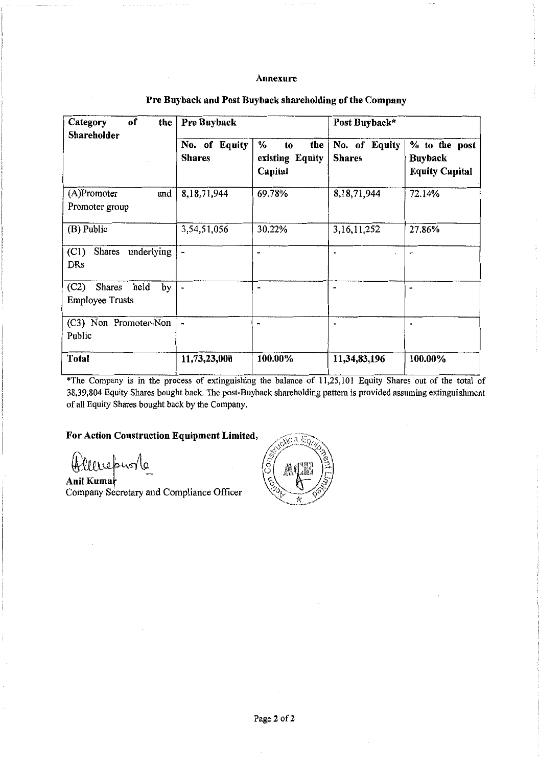## Annexure

### Pre Buyback and Post Buyback shareholding of the Company

| Category of the Shareholder | Pre Buyback | | Post Buyback* | |
|---|---|---|---|---|
| | No. of Equity Shares | % to the existing Equity Capital | No. of Equity Shares | % to the post Buyback Equity Capital |
| (A)Promoter and Promoter group | 8,18,71,944 | 69.78% | 8,18,71,944 | 72.14% |
| (B) Public | 3,54,51,056 | 30.22% | 3,16,11,252 | 27.86% |
| (C1) Shares underlying DRs | - | - | - | - |
| (C2) Shares held by Employee Trusts | - | - | - | - |
| (C3) Non Promoter-Non Public | - | - | - | - |
| **Total** | **11,73,23,000** | **100.00%** | **11,34,83,196** | **100.00%** |

*The Company is in the process of extinguishing the balance of 11,25,101 Equity Shares out of the total of 38,39,804 Equity Shares bought back. The post-Buyback shareholding pattern is provided assuming extinguishment of all Equity Shares bought back by the Company.

**For Action Construction Equipment Limited,**

**Anil Kumar**
Company Secretary and Compliance Officer